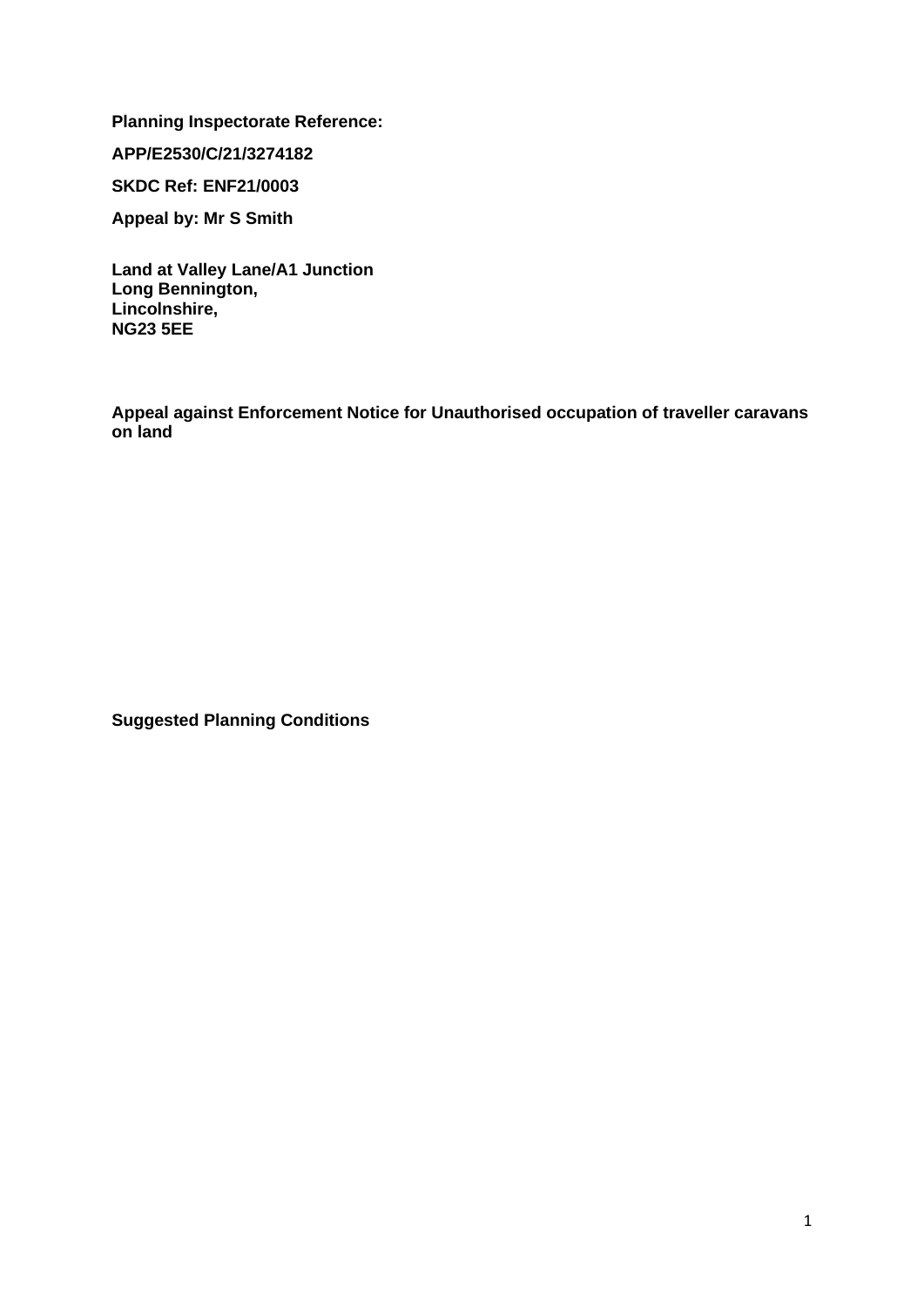**Planning Inspectorate Reference:**

**APP/E2530/C/21/3274182**

**SKDC Ref: ENF21/0003**

**Appeal by: Mr S Smith**

**Land at Valley Lane/A1 Junction**
**Long Bennington,**
**Lincolnshire,**
**NG23 5EE**

**Appeal against Enforcement Notice for Unauthorised occupation of traveller caravans on land**

**Suggested Planning Conditions**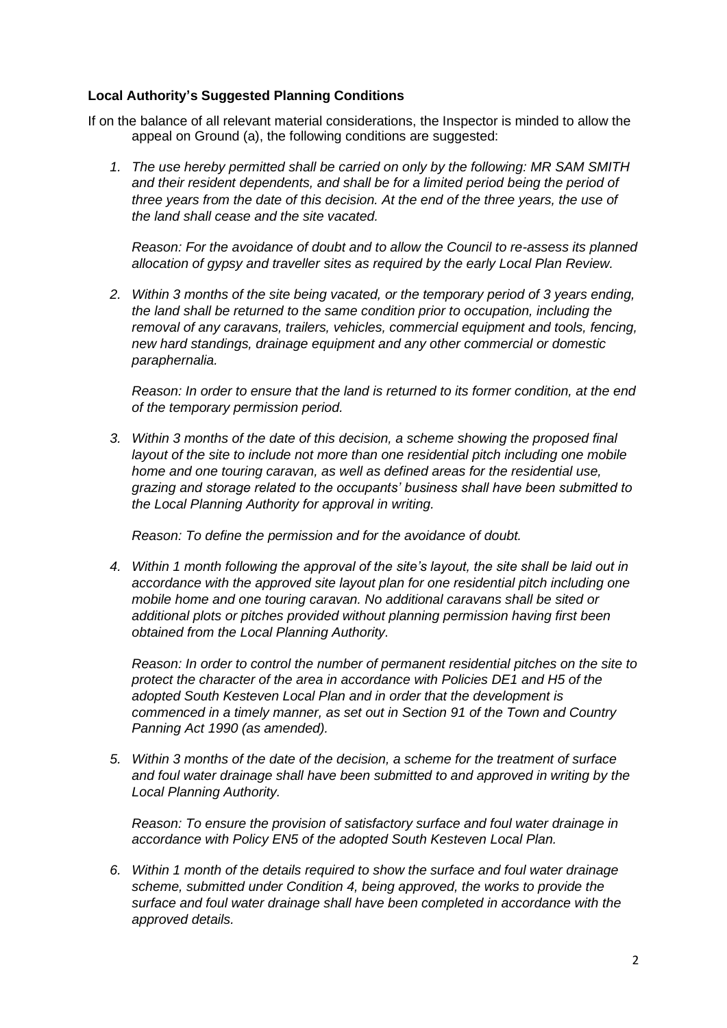**Local Authority's Suggested Planning Conditions**

If on the balance of all relevant material considerations, the Inspector is minded to allow the appeal on Ground (a), the following conditions are suggested:

1. *The use hereby permitted shall be carried on only by the following: MR SAM SMITH and their resident dependents, and shall be for a limited period being the period of three years from the date of this decision. At the end of the three years, the use of the land shall cease and the site vacated.*

   *Reason: For the avoidance of doubt and to allow the Council to re-assess its planned allocation of gypsy and traveller sites as required by the early Local Plan Review.*

2. *Within 3 months of the site being vacated, or the temporary period of 3 years ending, the land shall be returned to the same condition prior to occupation, including the removal of any caravans, trailers, vehicles, commercial equipment and tools, fencing, new hard standings, drainage equipment and any other commercial or domestic paraphernalia.*

   *Reason: In order to ensure that the land is returned to its former condition, at the end of the temporary permission period.*

3. *Within 3 months of the date of this decision, a scheme showing the proposed final layout of the site to include not more than one residential pitch including one mobile home and one touring caravan, as well as defined areas for the residential use, grazing and storage related to the occupants' business shall have been submitted to the Local Planning Authority for approval in writing.*

   *Reason: To define the permission and for the avoidance of doubt.*

4. *Within 1 month following the approval of the site's layout, the site shall be laid out in accordance with the approved site layout plan for one residential pitch including one mobile home and one touring caravan. No additional caravans shall be sited or additional plots or pitches provided without planning permission having first been obtained from the Local Planning Authority.*

   *Reason: In order to control the number of permanent residential pitches on the site to protect the character of the area in accordance with Policies DE1 and H5 of the adopted South Kesteven Local Plan and in order that the development is commenced in a timely manner, as set out in Section 91 of the Town and Country Panning Act 1990 (as amended).*

5. *Within 3 months of the date of the decision, a scheme for the treatment of surface and foul water drainage shall have been submitted to and approved in writing by the Local Planning Authority.*

   *Reason: To ensure the provision of satisfactory surface and foul water drainage in accordance with Policy EN5 of the adopted South Kesteven Local Plan.*

6. *Within 1 month of the details required to show the surface and foul water drainage scheme, submitted under Condition 4, being approved, the works to provide the surface and foul water drainage shall have been completed in accordance with the approved details.*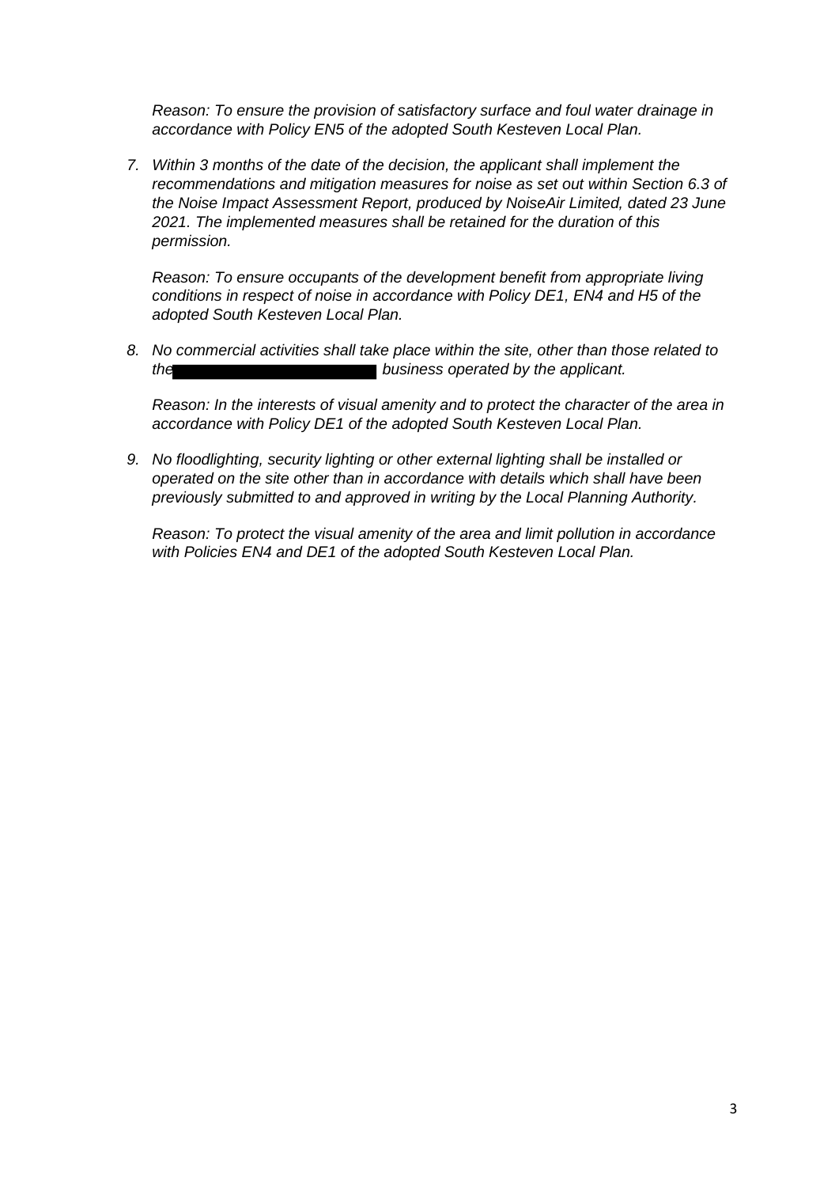*Reason: To ensure the provision of satisfactory surface and foul water drainage in accordance with Policy EN5 of the adopted South Kesteven Local Plan.*

7. *Within 3 months of the date of the decision, the applicant shall implement the recommendations and mitigation measures for noise as set out within Section 6.3 of the Noise Impact Assessment Report, produced by NoiseAir Limited, dated 23 June 2021. The implemented measures shall be retained for the duration of this permission.*

   *Reason: To ensure occupants of the development benefit from appropriate living conditions in respect of noise in accordance with Policy DE1, EN4 and H5 of the adopted South Kesteven Local Plan.*

8. *No commercial activities shall take place within the site, other than those related to the [REDACTED] business operated by the applicant.*

   *Reason: In the interests of visual amenity and to protect the character of the area in accordance with Policy DE1 of the adopted South Kesteven Local Plan.*

9. *No floodlighting, security lighting or other external lighting shall be installed or operated on the site other than in accordance with details which shall have been previously submitted to and approved in writing by the Local Planning Authority.*

   *Reason: To protect the visual amenity of the area and limit pollution in accordance with Policies EN4 and DE1 of the adopted South Kesteven Local Plan.*